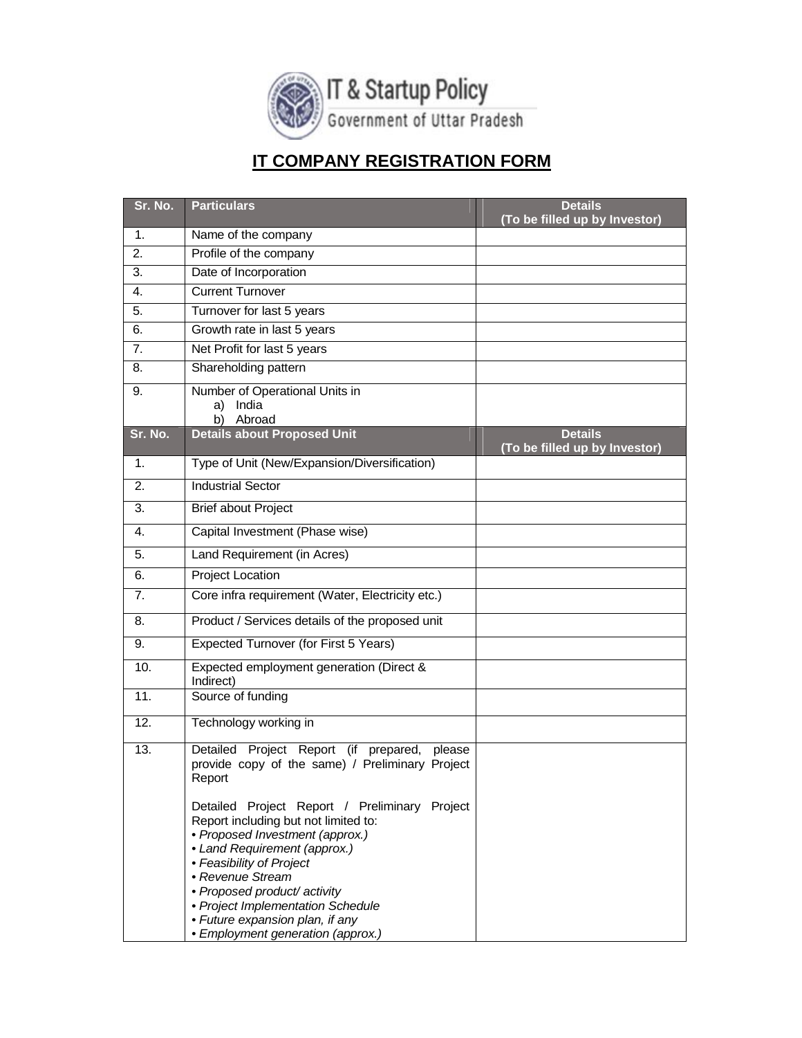IT & Startup Policy
Government of Uttar Pradesh

# IT COMPANY REGISTRATION FORM

| Sr. No. | Particulars | Details (To be filled up by Investor) |
|---|---|---|
| 1. | Name of the company | |
| 2. | Profile of the company | |
| 3. | Date of Incorporation | |
| 4. | Current Turnover | |
| 5. | Turnover for last 5 years | |
| 6. | Growth rate in last 5 years | |
| 7. | Net Profit for last 5 years | |
| 8. | Shareholding pattern | |
| 9. | Number of Operational Units in<br>a) India<br>b) Abroad | |
| **Sr. No.** | **Details about Proposed Unit** | **Details (To be filled up by Investor)** |
| 1. | Type of Unit (New/Expansion/Diversification) | |
| 2. | Industrial Sector | |
| 3. | Brief about Project | |
| 4. | Capital Investment (Phase wise) | |
| 5. | Land Requirement (in Acres) | |
| 6. | Project Location | |
| 7. | Core infra requirement (Water, Electricity etc.) | |
| 8. | Product / Services details of the proposed unit | |
| 9. | Expected Turnover (for First 5 Years) | |
| 10. | Expected employment generation (Direct & Indirect) | |
| 11. | Source of funding | |
| 12. | Technology working in | |
| 13. | Detailed Project Report (if prepared, please provide copy of the same) / Preliminary Project Report<br><br>Detailed Project Report / Preliminary Project Report including but not limited to:<br>• *Proposed Investment (approx.)*<br>• *Land Requirement (approx.)*<br>• *Feasibility of Project*<br>• *Revenue Stream*<br>• *Proposed product/ activity*<br>• *Project Implementation Schedule*<br>• *Future expansion plan, if any*<br>• *Employment generation (approx.)* | |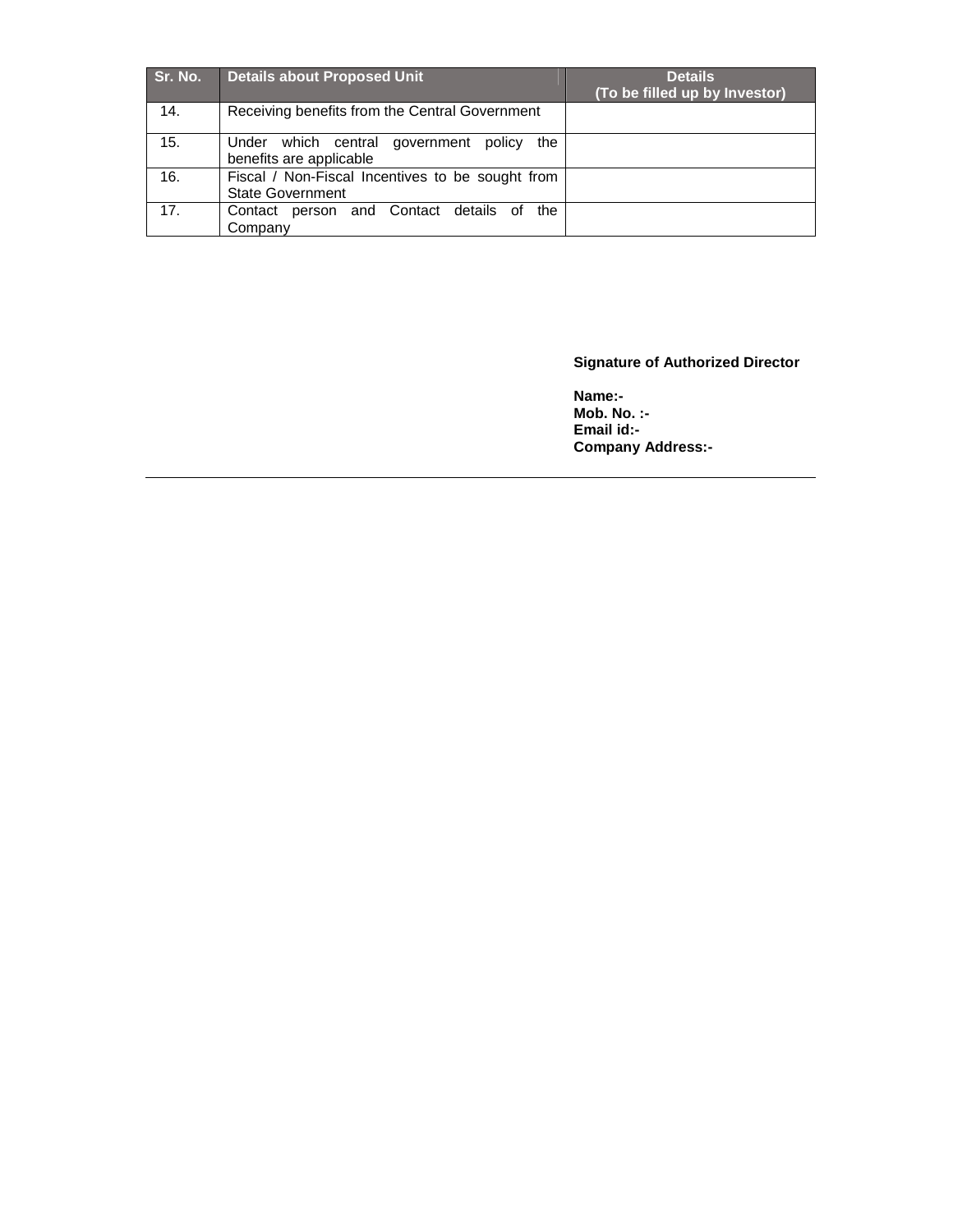| Sr. No. | Details about Proposed Unit | Details<br>(To be filled up by Investor) |
|---|---|---|
| 14. | Receiving benefits from the Central Government | |
| 15. | Under which central government policy the benefits are applicable | |
| 16. | Fiscal / Non-Fiscal Incentives to be sought from State Government | |
| 17. | Contact person and Contact details of the Company | |

**Signature of Authorized Director**

**Name:-**
**Mob. No. :-**
**Email id:-**
**Company Address:-**

---